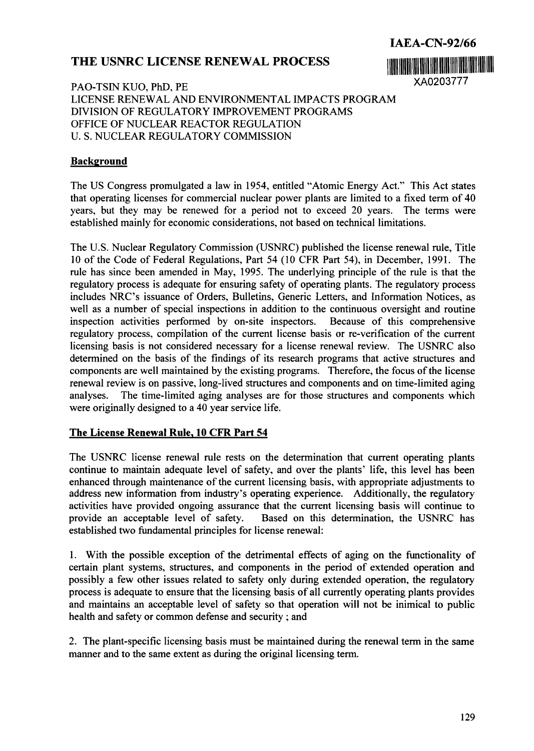IAEA-CN-92/66

# THE USNRC LICENSE RENEWAL PROCESS

XA0203777

PAO-TSIN KUO, PhD, PE
LICENSE RENEWAL AND ENVIRONMENTAL IMPACTS PROGRAM
DIVISION OF REGULATORY IMPROVEMENT PROGRAMS
OFFICE OF NUCLEAR REACTOR REGULATION
U. S. NUCLEAR REGULATORY COMMISSION

## Background

The US Congress promulgated a law in 1954, entitled "Atomic Energy Act." This Act states that operating licenses for commercial nuclear power plants are limited to a fixed term of 40 years, but they may be renewed for a period not to exceed 20 years. The terms were established mainly for economic considerations, not based on technical limitations.

The U.S. Nuclear Regulatory Commission (USNRC) published the license renewal rule, Title 10 of the Code of Federal Regulations, Part 54 (10 CFR Part 54), in December, 1991. The rule has since been amended in May, 1995. The underlying principle of the rule is that the regulatory process is adequate for ensuring safety of operating plants. The regulatory process includes NRC's issuance of Orders, Bulletins, Generic Letters, and Information Notices, as well as a number of special inspections in addition to the continuous oversight and routine inspection activities performed by on-site inspectors. Because of this comprehensive regulatory process, compilation of the current license basis or re-verification of the current licensing basis is not considered necessary for a license renewal review. The USNRC also determined on the basis of the findings of its research programs that active structures and components are well maintained by the existing programs. Therefore, the focus of the license renewal review is on passive, long-lived structures and components and on time-limited aging analyses. The time-limited aging analyses are for those structures and components which were originally designed to a 40 year service life.

## The License Renewal Rule, 10 CFR Part 54

The USNRC license renewal rule rests on the determination that current operating plants continue to maintain adequate level of safety, and over the plants' life, this level has been enhanced through maintenance of the current licensing basis, with appropriate adjustments to address new information from industry's operating experience. Additionally, the regulatory activities have provided ongoing assurance that the current licensing basis will continue to provide an acceptable level of safety. Based on this determination, the USNRC has established two fundamental principles for license renewal:

1. With the possible exception of the detrimental effects of aging on the functionality of certain plant systems, structures, and components in the period of extended operation and possibly a few other issues related to safety only during extended operation, the regulatory process is adequate to ensure that the licensing basis of all currently operating plants provides and maintains an acceptable level of safety so that operation will not be inimical to public health and safety or common defense and security ; and

2. The plant-specific licensing basis must be maintained during the renewal term in the same manner and to the same extent as during the original licensing term.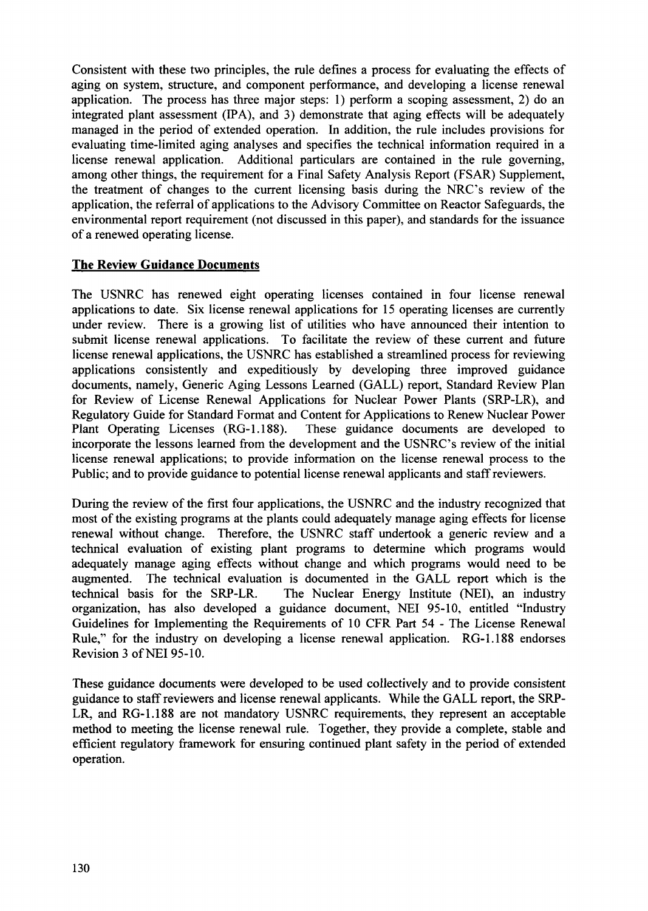Consistent with these two principles, the rule defines a process for evaluating the effects of aging on system, structure, and component performance, and developing a license renewal application. The process has three major steps: 1) perform a scoping assessment, 2) do an integrated plant assessment (IPA), and 3) demonstrate that aging effects will be adequately managed in the period of extended operation. In addition, the rule includes provisions for evaluating time-limited aging analyses and specifies the technical information required in a license renewal application. Additional particulars are contained in the rule governing, among other things, the requirement for a Final Safety Analysis Report (FSAR) Supplement, the treatment of changes to the current licensing basis during the NRC's review of the application, the referral of applications to the Advisory Committee on Reactor Safeguards, the environmental report requirement (not discussed in this paper), and standards for the issuance of a renewed operating license.

## The Review Guidance Documents

The USNRC has renewed eight operating licenses contained in four license renewal applications to date. Six license renewal applications for 15 operating licenses are currently under review. There is a growing list of utilities who have announced their intention to submit license renewal applications. To facilitate the review of these current and future license renewal applications, the USNRC has established a streamlined process for reviewing applications consistently and expeditiously by developing three improved guidance documents, namely, Generic Aging Lessons Learned (GALL) report, Standard Review Plan for Review of License Renewal Applications for Nuclear Power Plants (SRP-LR), and Regulatory Guide for Standard Format and Content for Applications to Renew Nuclear Power Plant Operating Licenses (RG-1.188). These guidance documents are developed to incorporate the lessons learned from the development and the USNRC's review of the initial license renewal applications; to provide information on the license renewal process to the Public; and to provide guidance to potential license renewal applicants and staff reviewers.

During the review of the first four applications, the USNRC and the industry recognized that most of the existing programs at the plants could adequately manage aging effects for license renewal without change. Therefore, the USNRC staff undertook a generic review and a technical evaluation of existing plant programs to determine which programs would adequately manage aging effects without change and which programs would need to be augmented. The technical evaluation is documented in the GALL report which is the technical basis for the SRP-LR. The Nuclear Energy Institute (NEI), an industry organization, has also developed a guidance document, NEI 95-10, entitled "Industry Guidelines for Implementing the Requirements of 10 CFR Part 54 - The License Renewal Rule," for the industry on developing a license renewal application. RG-1.188 endorses Revision 3 of NEI 95-10.

These guidance documents were developed to be used collectively and to provide consistent guidance to staff reviewers and license renewal applicants. While the GALL report, the SRP-LR, and RG-1.188 are not mandatory USNRC requirements, they represent an acceptable method to meeting the license renewal rule. Together, they provide a complete, stable and efficient regulatory framework for ensuring continued plant safety in the period of extended operation.